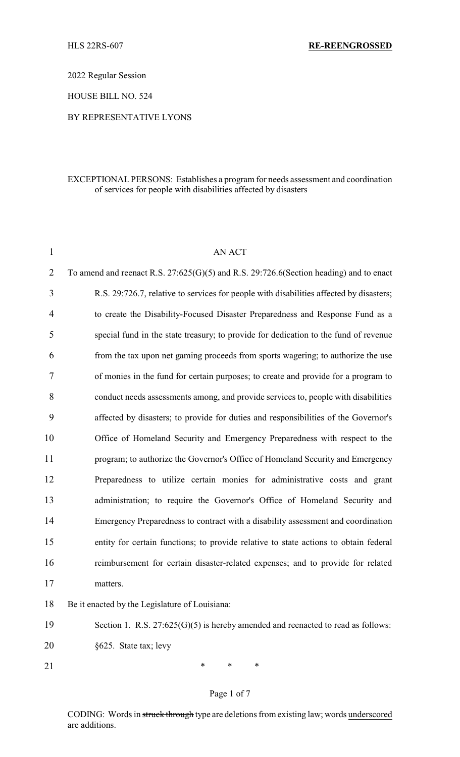HLS 22RS-607 **RE-REENGROSSED**

2022 Regular Session

HOUSE BILL NO. 524

BY REPRESENTATIVE LYONS

EXCEPTIONAL PERSONS: Establishes a program for needs assessment and coordination of services for people with disabilities affected by disasters

AN ACT

To amend and reenact R.S. 27:625(G)(5) and R.S. 29:726.6(Section heading) and to enact R.S. 29:726.7, relative to services for people with disabilities affected by disasters; to create the Disability-Focused Disaster Preparedness and Response Fund as a special fund in the state treasury; to provide for dedication to the fund of revenue from the tax upon net gaming proceeds from sports wagering; to authorize the use of monies in the fund for certain purposes; to create and provide for a program to conduct needs assessments among, and provide services to, people with disabilities affected by disasters; to provide for duties and responsibilities of the Governor's Office of Homeland Security and Emergency Preparedness with respect to the program; to authorize the Governor's Office of Homeland Security and Emergency Preparedness to utilize certain monies for administrative costs and grant administration; to require the Governor's Office of Homeland Security and Emergency Preparedness to contract with a disability assessment and coordination entity for certain functions; to provide relative to state actions to obtain federal reimbursement for certain disaster-related expenses; and to provide for related matters.

Be it enacted by the Legislature of Louisiana:

Section 1. R.S. 27:625(G)(5) is hereby amended and reenacted to read as follows:

§625. State tax; levy

\* \* \*

CODING: Words in ~~struck through~~ type are deletions from existing law; words underscored are additions.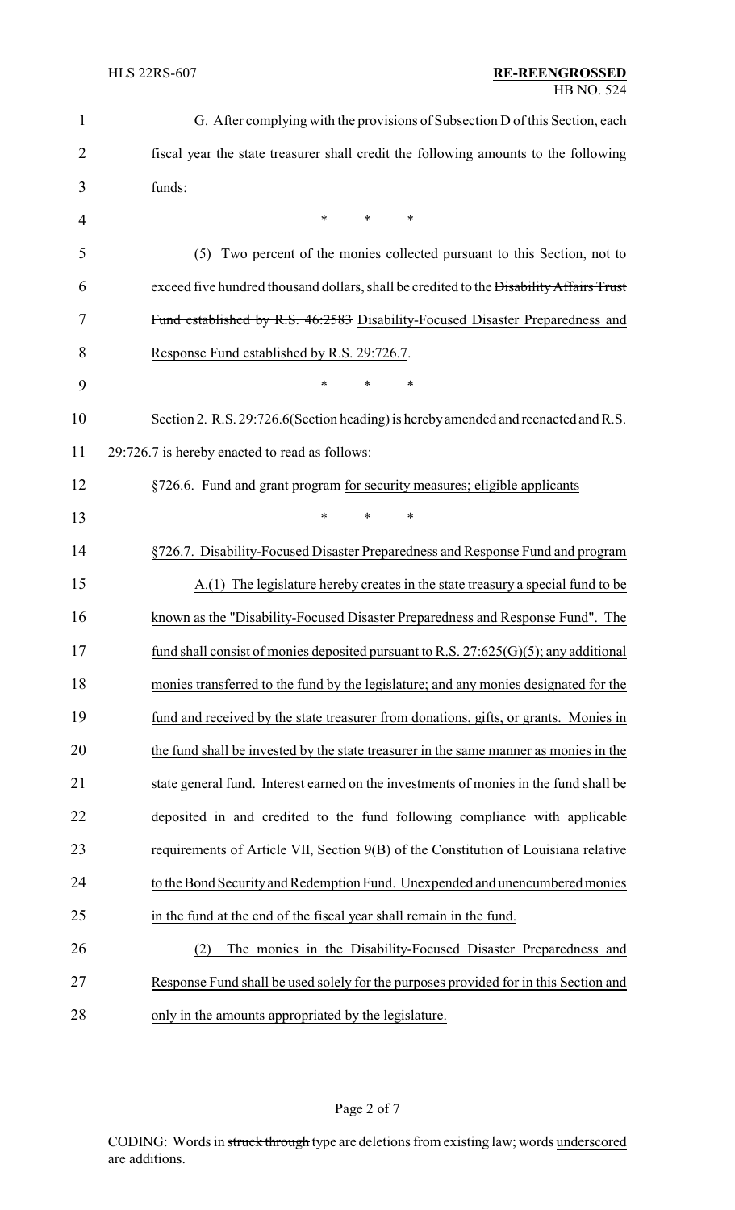G. After complying with the provisions of Subsection D of this Section, each fiscal year the state treasurer shall credit the following amounts to the following funds:

\* \* \*

(5) Two percent of the monies collected pursuant to this Section, not to exceed five hundred thousand dollars, shall be credited to the ~~Disability Affairs Trust Fund established by R.S. 46:2583~~ Disability-Focused Disaster Preparedness and Response Fund established by R.S. 29:726.7.

\* \* \*

Section 2. R.S. 29:726.6(Section heading) is hereby amended and reenacted and R.S. 29:726.7 is hereby enacted to read as follows:

§726.6. Fund and grant program for security measures; eligible applicants

\* \* \*

§726.7. Disability-Focused Disaster Preparedness and Response Fund and program

A.(1) The legislature hereby creates in the state treasury a special fund to be known as the "Disability-Focused Disaster Preparedness and Response Fund". The fund shall consist of monies deposited pursuant to R.S. 27:625(G)(5); any additional monies transferred to the fund by the legislature; and any monies designated for the fund and received by the state treasurer from donations, gifts, or grants. Monies in the fund shall be invested by the state treasurer in the same manner as monies in the state general fund. Interest earned on the investments of monies in the fund shall be deposited in and credited to the fund following compliance with applicable requirements of Article VII, Section 9(B) of the Constitution of Louisiana relative to the Bond Security and Redemption Fund. Unexpended and unencumbered monies in the fund at the end of the fiscal year shall remain in the fund.

(2) The monies in the Disability-Focused Disaster Preparedness and Response Fund shall be used solely for the purposes provided for in this Section and only in the amounts appropriated by the legislature.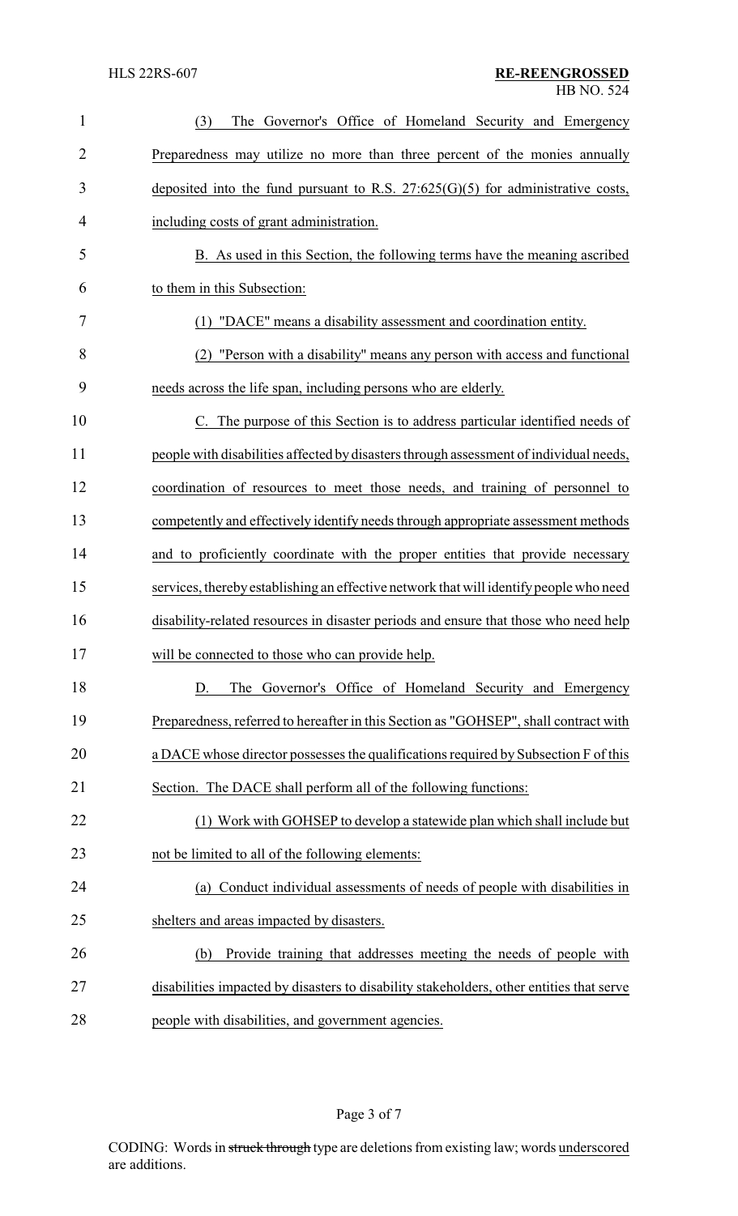(3) The Governor's Office of Homeland Security and Emergency Preparedness may utilize no more than three percent of the monies annually deposited into the fund pursuant to R.S. 27:625(G)(5) for administrative costs, including costs of grant administration.

B. As used in this Section, the following terms have the meaning ascribed to them in this Subsection:

(1) "DACE" means a disability assessment and coordination entity.

(2) "Person with a disability" means any person with access and functional needs across the life span, including persons who are elderly.

C. The purpose of this Section is to address particular identified needs of people with disabilities affected by disasters through assessment of individual needs, coordination of resources to meet those needs, and training of personnel to competently and effectively identify needs through appropriate assessment methods and to proficiently coordinate with the proper entities that provide necessary services, thereby establishing an effective network that will identify people who need disability-related resources in disaster periods and ensure that those who need help will be connected to those who can provide help.

D. The Governor's Office of Homeland Security and Emergency Preparedness, referred to hereafter in this Section as "GOHSEP", shall contract with a DACE whose director possesses the qualifications required by Subsection F of this Section. The DACE shall perform all of the following functions:

(1) Work with GOHSEP to develop a statewide plan which shall include but not be limited to all of the following elements:

(a) Conduct individual assessments of needs of people with disabilities in shelters and areas impacted by disasters.

(b) Provide training that addresses meeting the needs of people with disabilities impacted by disasters to disability stakeholders, other entities that serve people with disabilities, and government agencies.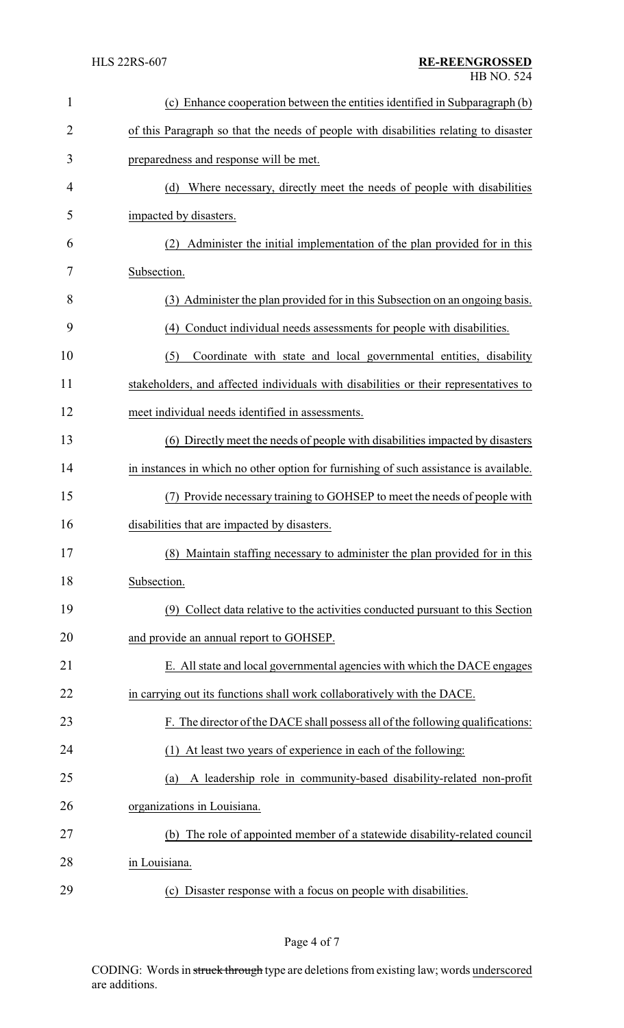(c) Enhance cooperation between the entities identified in Subparagraph (b) of this Paragraph so that the needs of people with disabilities relating to disaster preparedness and response will be met.

(d) Where necessary, directly meet the needs of people with disabilities impacted by disasters.

(2) Administer the initial implementation of the plan provided for in this Subsection.

(3) Administer the plan provided for in this Subsection on an ongoing basis.

(4) Conduct individual needs assessments for people with disabilities.

(5) Coordinate with state and local governmental entities, disability stakeholders, and affected individuals with disabilities or their representatives to meet individual needs identified in assessments.

(6) Directly meet the needs of people with disabilities impacted by disasters in instances in which no other option for furnishing of such assistance is available.

(7) Provide necessary training to GOHSEP to meet the needs of people with disabilities that are impacted by disasters.

(8) Maintain staffing necessary to administer the plan provided for in this Subsection.

(9) Collect data relative to the activities conducted pursuant to this Section and provide an annual report to GOHSEP.

E. All state and local governmental agencies with which the DACE engages in carrying out its functions shall work collaboratively with the DACE.

F. The director of the DACE shall possess all of the following qualifications:

(1) At least two years of experience in each of the following:

(a) A leadership role in community-based disability-related non-profit organizations in Louisiana.

(b) The role of appointed member of a statewide disability-related council in Louisiana.

(c) Disaster response with a focus on people with disabilities.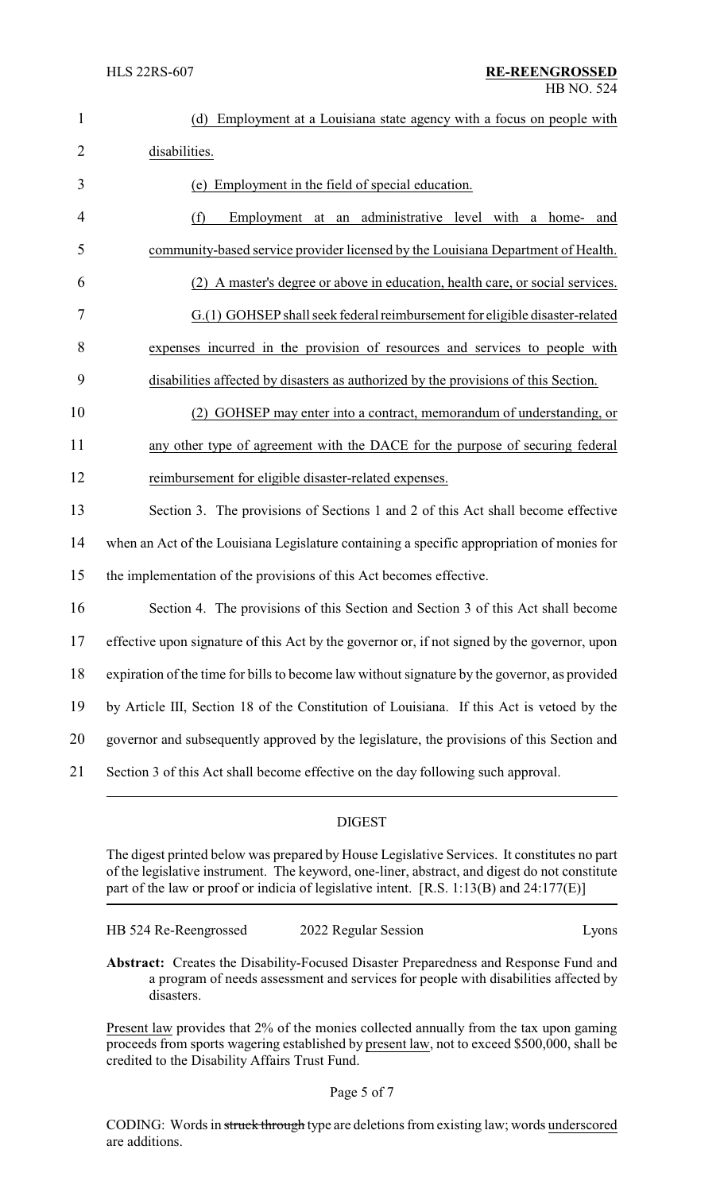(d) Employment at a Louisiana state agency with a focus on people with disabilities.

(e) Employment in the field of special education.

(f) Employment at an administrative level with a home- and community-based service provider licensed by the Louisiana Department of Health.

(2) A master's degree or above in education, health care, or social services.

G.(1) GOHSEP shall seek federal reimbursement for eligible disaster-related expenses incurred in the provision of resources and services to people with disabilities affected by disasters as authorized by the provisions of this Section.

(2) GOHSEP may enter into a contract, memorandum of understanding, or any other type of agreement with the DACE for the purpose of securing federal reimbursement for eligible disaster-related expenses.

Section 3. The provisions of Sections 1 and 2 of this Act shall become effective when an Act of the Louisiana Legislature containing a specific appropriation of monies for the implementation of the provisions of this Act becomes effective.

Section 4. The provisions of this Section and Section 3 of this Act shall become effective upon signature of this Act by the governor or, if not signed by the governor, upon expiration of the time for bills to become law without signature by the governor, as provided by Article III, Section 18 of the Constitution of Louisiana. If this Act is vetoed by the governor and subsequently approved by the legislature, the provisions of this Section and Section 3 of this Act shall become effective on the day following such approval.

## DIGEST

The digest printed below was prepared by House Legislative Services. It constitutes no part of the legislative instrument. The keyword, one-liner, abstract, and digest do not constitute part of the law or proof or indicia of legislative intent. [R.S. 1:13(B) and 24:177(E)]

HB 524 Re-Reengrossed 2022 Regular Session Lyons

**Abstract:** Creates the Disability-Focused Disaster Preparedness and Response Fund and a program of needs assessment and services for people with disabilities affected by disasters.

Present law provides that 2% of the monies collected annually from the tax upon gaming proceeds from sports wagering established by present law, not to exceed $500,000, shall be credited to the Disability Affairs Trust Fund.

CODING: Words in struck through type are deletions from existing law; words underscored are additions.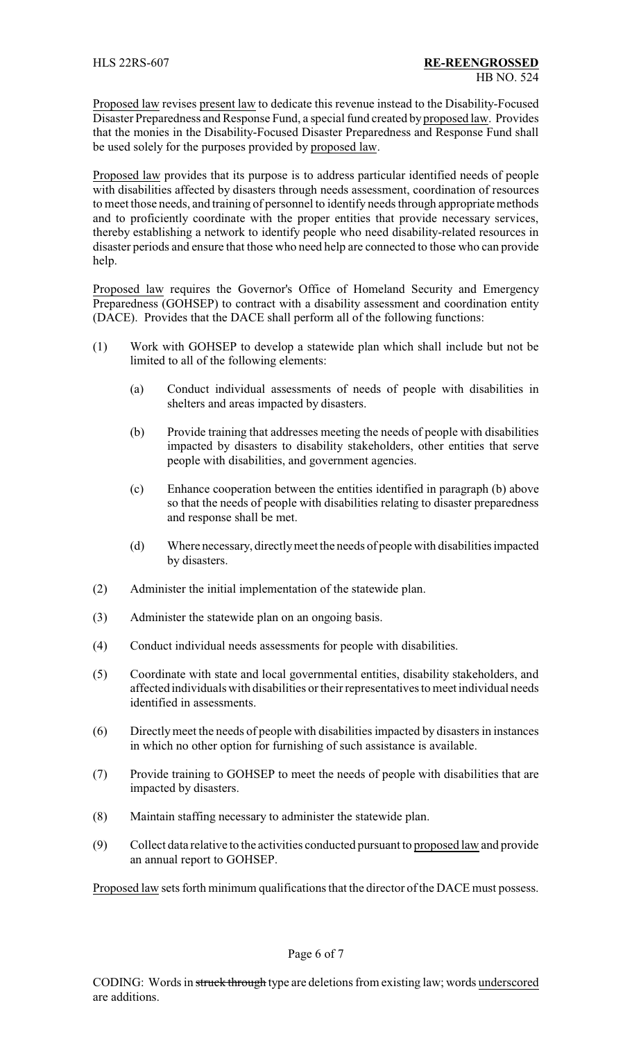Proposed law revises present law to dedicate this revenue instead to the Disability-Focused Disaster Preparedness and Response Fund, a special fund created by proposed law. Provides that the monies in the Disability-Focused Disaster Preparedness and Response Fund shall be used solely for the purposes provided by proposed law.

Proposed law provides that its purpose is to address particular identified needs of people with disabilities affected by disasters through needs assessment, coordination of resources to meet those needs, and training of personnel to identify needs through appropriate methods and to proficiently coordinate with the proper entities that provide necessary services, thereby establishing a network to identify people who need disability-related resources in disaster periods and ensure that those who need help are connected to those who can provide help.

Proposed law requires the Governor's Office of Homeland Security and Emergency Preparedness (GOHSEP) to contract with a disability assessment and coordination entity (DACE). Provides that the DACE shall perform all of the following functions:

(1) Work with GOHSEP to develop a statewide plan which shall include but not be limited to all of the following elements:

  (a) Conduct individual assessments of needs of people with disabilities in shelters and areas impacted by disasters.

  (b) Provide training that addresses meeting the needs of people with disabilities impacted by disasters to disability stakeholders, other entities that serve people with disabilities, and government agencies.

  (c) Enhance cooperation between the entities identified in paragraph (b) above so that the needs of people with disabilities relating to disaster preparedness and response shall be met.

  (d) Where necessary, directly meet the needs of people with disabilities impacted by disasters.

(2) Administer the initial implementation of the statewide plan.

(3) Administer the statewide plan on an ongoing basis.

(4) Conduct individual needs assessments for people with disabilities.

(5) Coordinate with state and local governmental entities, disability stakeholders, and affected individuals with disabilities or their representatives to meet individual needs identified in assessments.

(6) Directly meet the needs of people with disabilities impacted by disasters in instances in which no other option for furnishing of such assistance is available.

(7) Provide training to GOHSEP to meet the needs of people with disabilities that are impacted by disasters.

(8) Maintain staffing necessary to administer the statewide plan.

(9) Collect data relative to the activities conducted pursuant to proposed law and provide an annual report to GOHSEP.

Proposed law sets forth minimum qualifications that the director of the DACE must possess.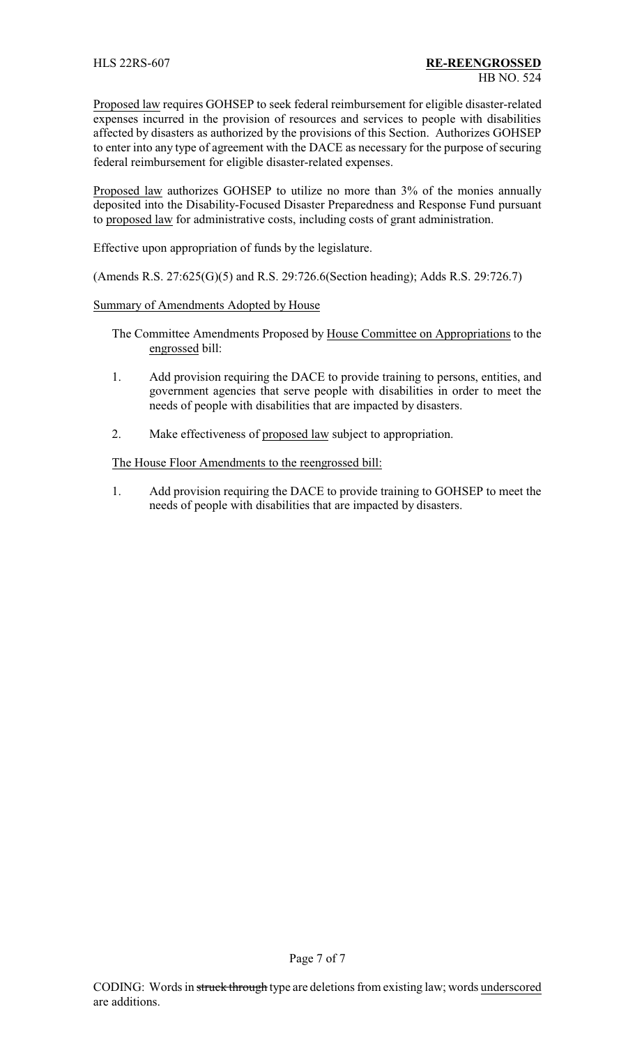Proposed law requires GOHSEP to seek federal reimbursement for eligible disaster-related expenses incurred in the provision of resources and services to people with disabilities affected by disasters as authorized by the provisions of this Section. Authorizes GOHSEP to enter into any type of agreement with the DACE as necessary for the purpose of securing federal reimbursement for eligible disaster-related expenses.

Proposed law authorizes GOHSEP to utilize no more than 3% of the monies annually deposited into the Disability-Focused Disaster Preparedness and Response Fund pursuant to proposed law for administrative costs, including costs of grant administration.

Effective upon appropriation of funds by the legislature.

(Amends R.S. 27:625(G)(5) and R.S. 29:726.6(Section heading); Adds R.S. 29:726.7)

Summary of Amendments Adopted by House

The Committee Amendments Proposed by House Committee on Appropriations to the engrossed bill:

1. Add provision requiring the DACE to provide training to persons, entities, and government agencies that serve people with disabilities in order to meet the needs of people with disabilities that are impacted by disasters.

2. Make effectiveness of proposed law subject to appropriation.

The House Floor Amendments to the reengrossed bill:

1. Add provision requiring the DACE to provide training to GOHSEP to meet the needs of people with disabilities that are impacted by disasters.